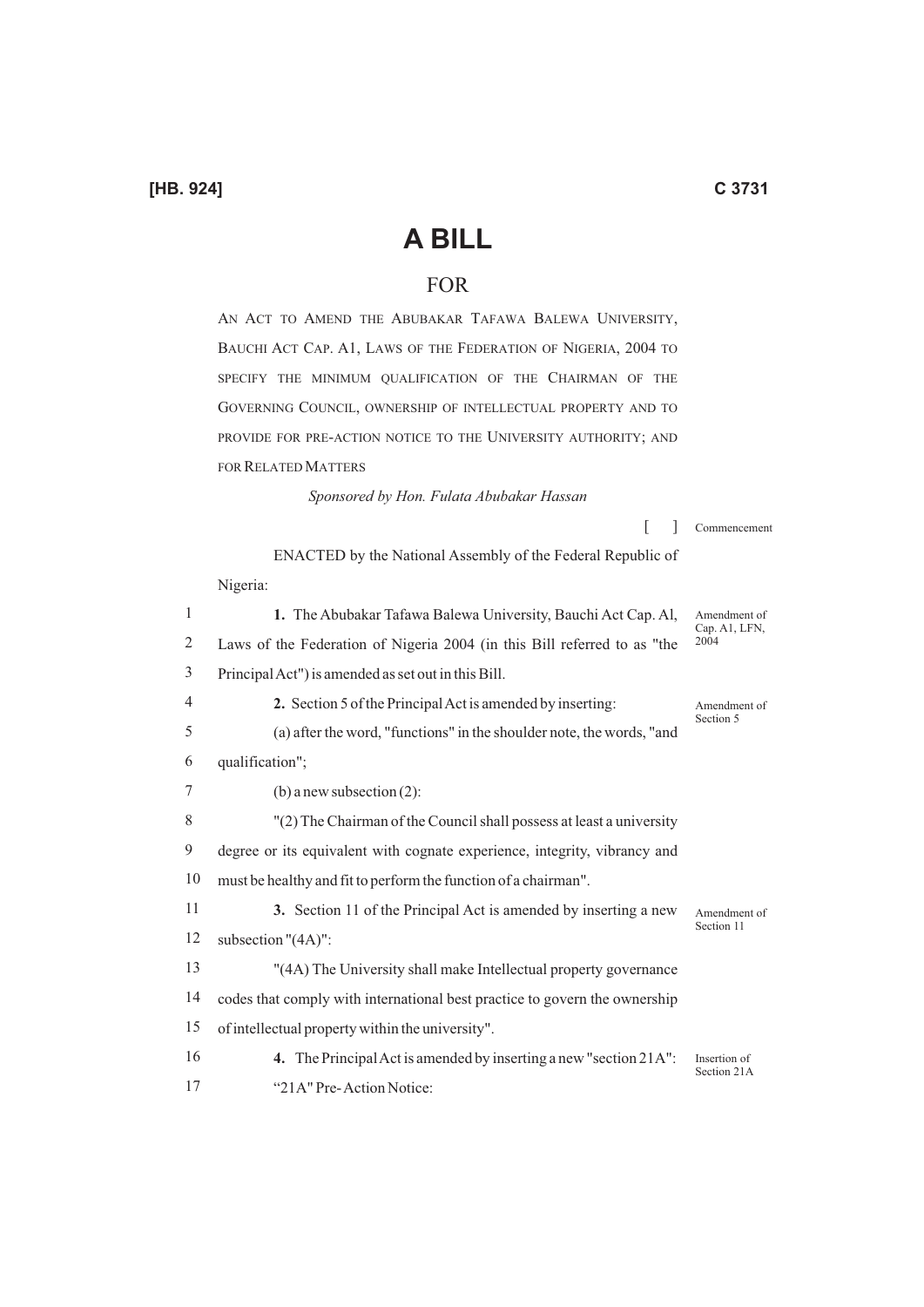**[HB. 924]**

# A BILL

## FOR

AN ACT TO AMEND THE ABUBAKAR TAFAWA BALEWA UNIVERSITY, BAUCHI ACT CAP. A1, LAWS OF THE FEDERATION OF NIGERIA, 2004 TO SPECIFY THE MINIMUM QUALIFICATION OF THE CHAIRMAN OF THE GOVERNING COUNCIL, OWNERSHIP OF INTELLECTUAL PROPERTY AND TO PROVIDE FOR PRE-ACTION NOTICE TO THE UNIVERSITY AUTHORITY; AND FOR RELATED MATTERS

*Sponsored by Hon. Fulata Abubakar Hassan*

[ ] Commencement

ENACTED by the National Assembly of the Federal Republic of Nigeria:

*Amendment of Cap. A1, LFN, 2004*

1 **1.** The Abubakar Tafawa Balewa University, Bauchi Act Cap. Al,
2 Laws of the Federation of Nigeria 2004 (in this Bill referred to as "the
3 Principal Act") is amended as set out in this Bill.

*Amendment of Section 5*

4 **2.** Section 5 of the Principal Act is amended by inserting:
5 (a) after the word, "functions" in the shoulder note, the words, "and
6 qualification";
7 (b) a new subsection (2):
8 "(2) The Chairman of the Council shall possess at least a university
9 degree or its equivalent with cognate experience, integrity, vibrancy and
10 must be healthy and fit to perform the function of a chairman".

*Amendment of Section 11*

11 **3.** Section 11 of the Principal Act is amended by inserting a new
12 subsection "(4A)":
13 "(4A) The University shall make Intellectual property governance
14 codes that comply with international best practice to govern the ownership
15 of intellectual property within the university".

*Insertion of Section 21A*

16 **4.** The Principal Act is amended by inserting a new "section 21A":
17 "21A" Pre-Action Notice: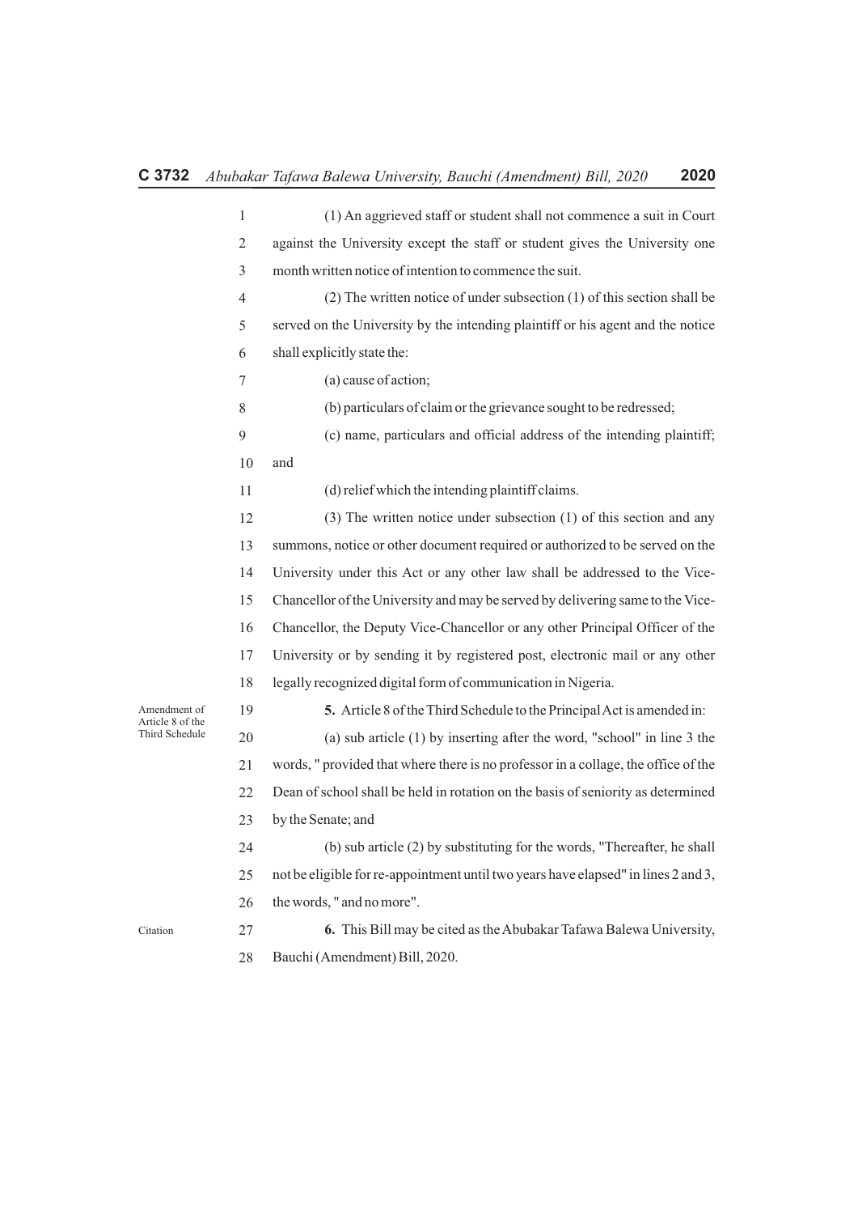(1) An aggrieved staff or student shall not commence a suit in Court against the University except the staff or student gives the University one month written notice of intention to commence the suit.

(2) The written notice of under subsection (1) of this section shall be served on the University by the intending plaintiff or his agent and the notice shall explicitly state the:

(a) cause of action;

(b) particulars of claim or the grievance sought to be redressed;

(c) name, particulars and official address of the intending plaintiff; and

(d) relief which the intending plaintiff claims.

(3) The written notice under subsection (1) of this section and any summons, notice or other document required or authorized to be served on the University under this Act or any other law shall be addressed to the Vice-Chancellor of the University and may be served by delivering same to the Vice-Chancellor, the Deputy Vice-Chancellor or any other Principal Officer of the University or by sending it by registered post, electronic mail or any other legally recognized digital form of communication in Nigeria.

*Amendment of Article 8 of the Third Schedule*

**5.** Article 8 of the Third Schedule to the Principal Act is amended in:

(a) sub article (1) by inserting after the word, "school" in line 3 the words, " provided that where there is no professor in a collage, the office of the Dean of school shall be held in rotation on the basis of seniority as determined by the Senate; and

(b) sub article (2) by substituting for the words, "Thereafter, he shall not be eligible for re-appointment until two years have elapsed" in lines 2 and 3, the words, " and no more".

*Citation*

**6.** This Bill may be cited as the Abubakar Tafawa Balewa University, Bauchi (Amendment) Bill, 2020.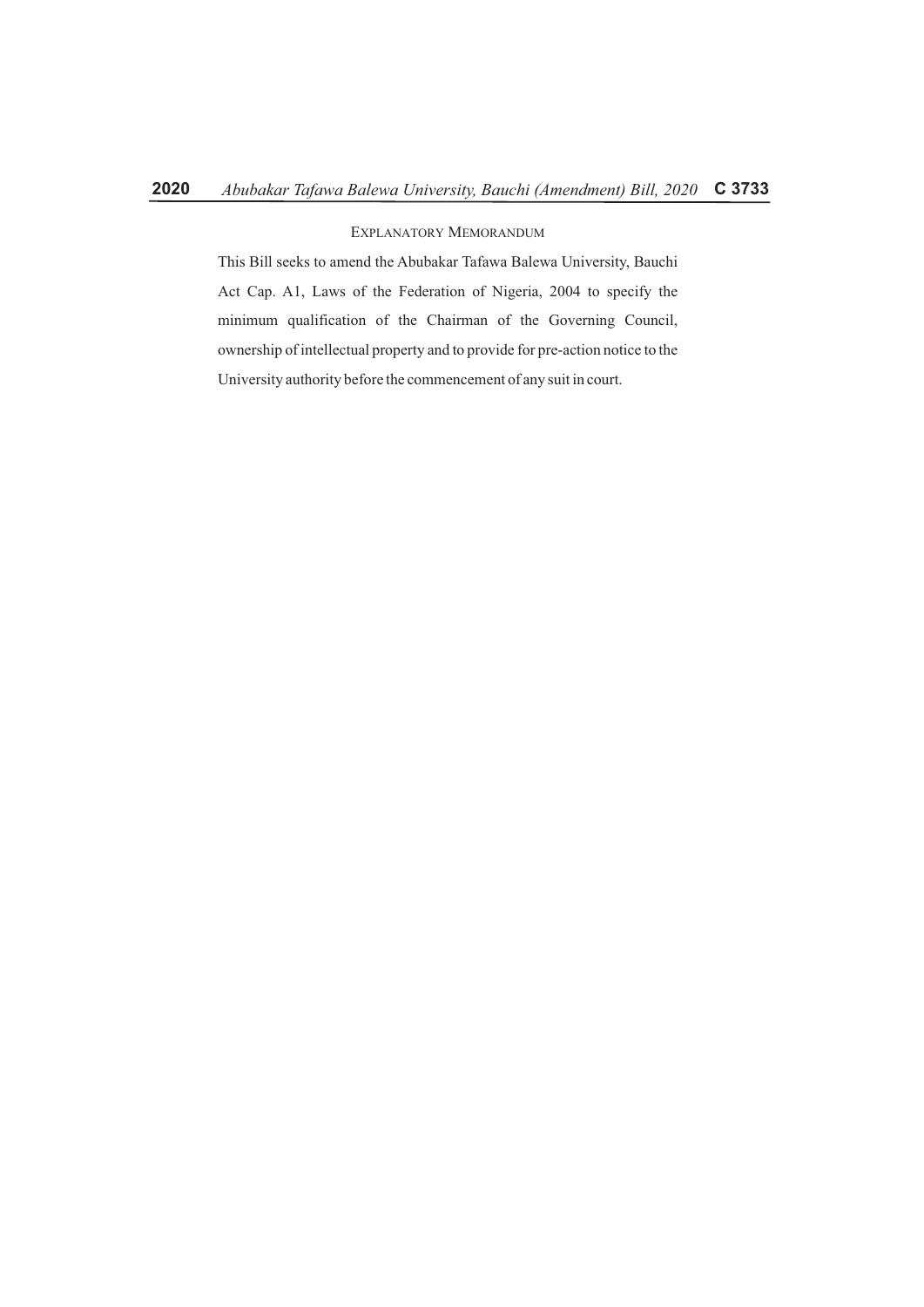## EXPLANATORY MEMORANDUM

This Bill seeks to amend the Abubakar Tafawa Balewa University, Bauchi Act Cap. A1, Laws of the Federation of Nigeria, 2004 to specify the minimum qualification of the Chairman of the Governing Council, ownership of intellectual property and to provide for pre-action notice to the University authority before the commencement of any suit in court.